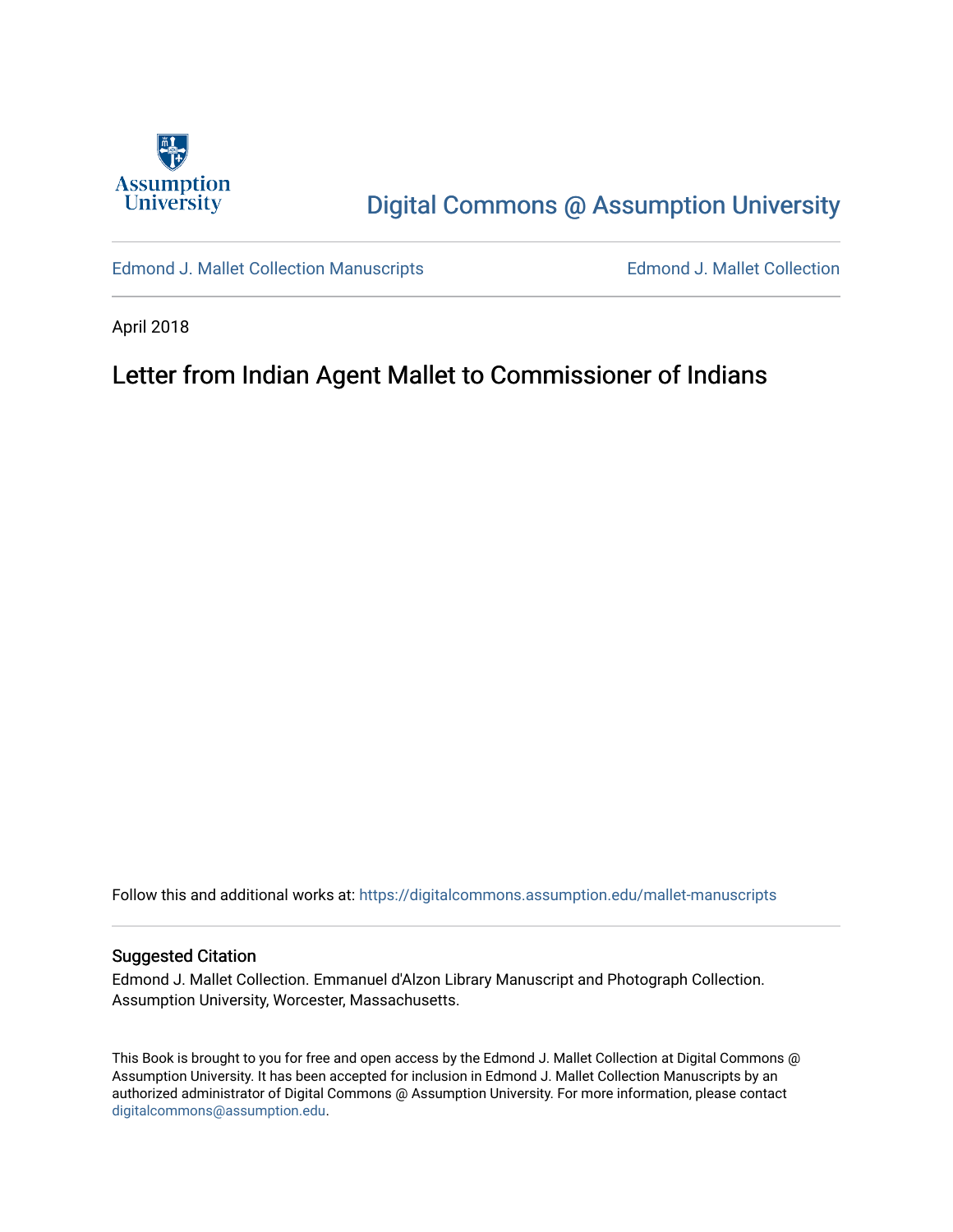Assumption University

Digital Commons @ Assumption University

Edmond J. Mallet Collection Manuscripts

Edmond J. Mallet Collection

April 2018

# Letter from Indian Agent Mallet to Commissioner of Indians

Follow this and additional works at: https://digitalcommons.assumption.edu/mallet-manuscripts

## Suggested Citation

Edmond J. Mallet Collection. Emmanuel d'Alzon Library Manuscript and Photograph Collection. Assumption University, Worcester, Massachusetts.

This Book is brought to you for free and open access by the Edmond J. Mallet Collection at Digital Commons @ Assumption University. It has been accepted for inclusion in Edmond J. Mallet Collection Manuscripts by an authorized administrator of Digital Commons @ Assumption University. For more information, please contact digitalcommons@assumption.edu.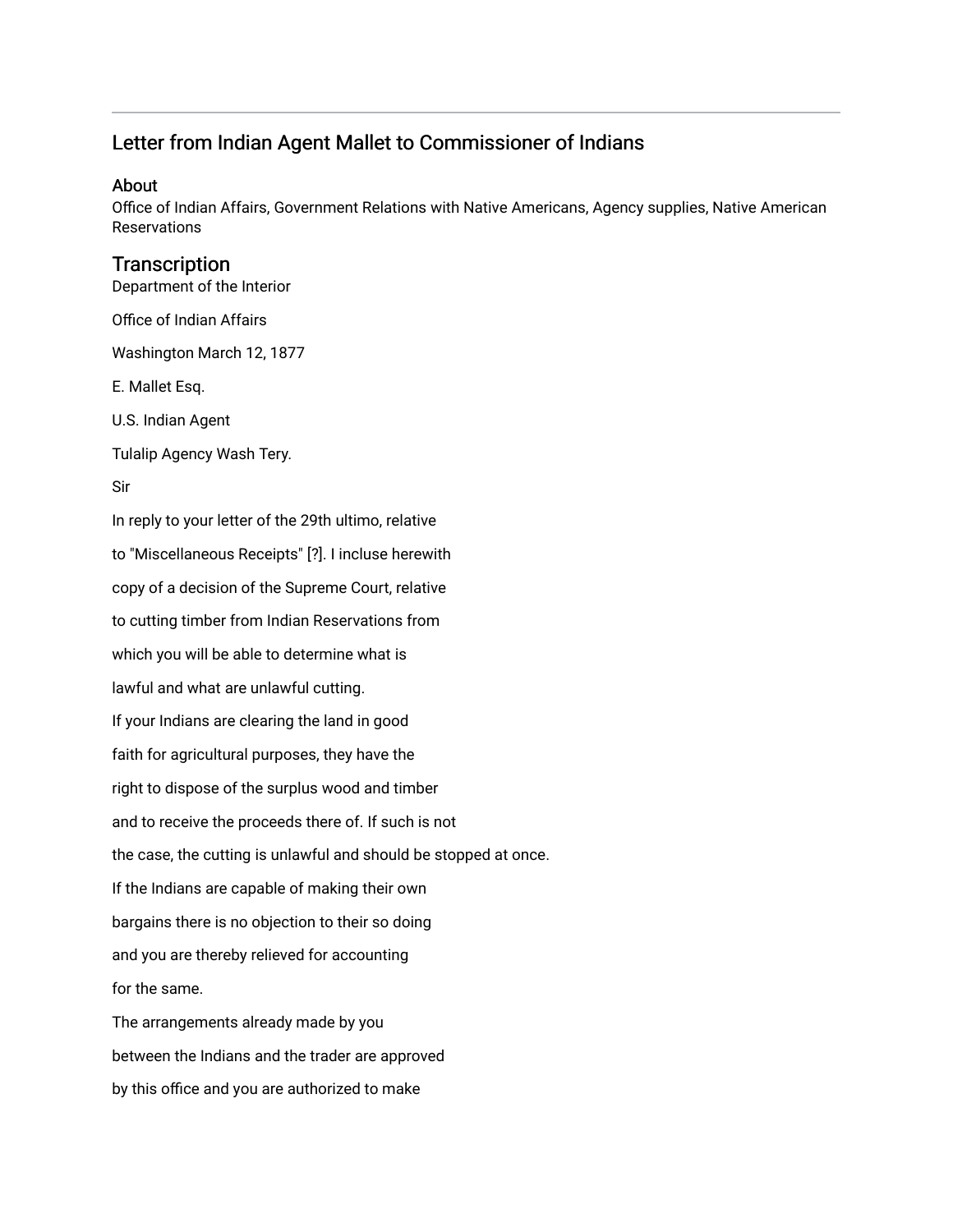## Letter from Indian Agent Mallet to Commissioner of Indians

### About

Office of Indian Affairs, Government Relations with Native Americans, Agency supplies, Native American Reservations

### Transcription

Department of the Interior

Office of Indian Affairs

Washington March 12, 1877

E. Mallet Esq.

U.S. Indian Agent

Tulalip Agency Wash Tery.

Sir

In reply to your letter of the 29th ultimo, relative

to "Miscellaneous Receipts" [?]. I incluse herewith

copy of a decision of the Supreme Court, relative

to cutting timber from Indian Reservations from

which you will be able to determine what is

lawful and what are unlawful cutting.

If your Indians are clearing the land in good

faith for agricultural purposes, they have the

right to dispose of the surplus wood and timber

and to receive the proceeds there of. If such is not

the case, the cutting is unlawful and should be stopped at once.

If the Indians are capable of making their own

bargains there is no objection to their so doing

and you are thereby relieved for accounting

for the same.

The arrangements already made by you

between the Indians and the trader are approved

by this office and you are authorized to make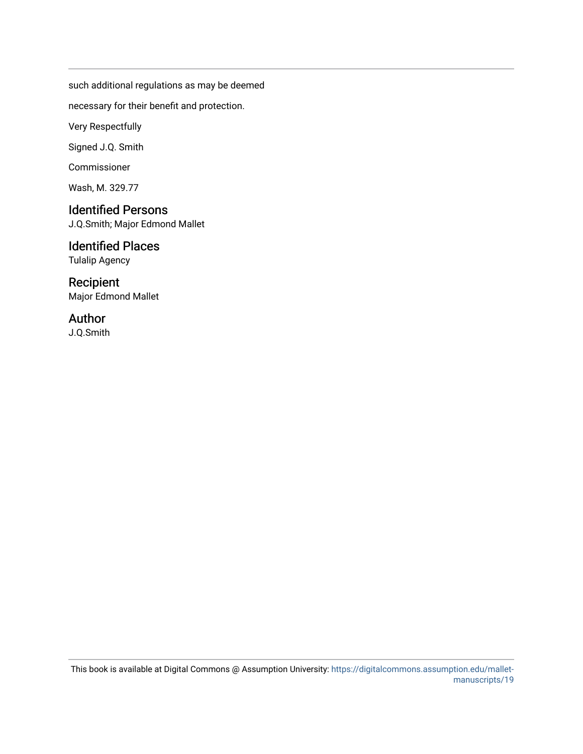such additional regulations as may be deemed

necessary for their benefit and protection.

Very Respectfully

Signed J.Q. Smith

Commissioner

Wash, M. 329.77

## Identified Persons

J.Q.Smith; Major Edmond Mallet

## Identified Places

Tulalip Agency

## Recipient

Major Edmond Mallet

## Author

J.Q.Smith

This book is available at Digital Commons @ Assumption University: https://digitalcommons.assumption.edu/mallet-manuscripts/19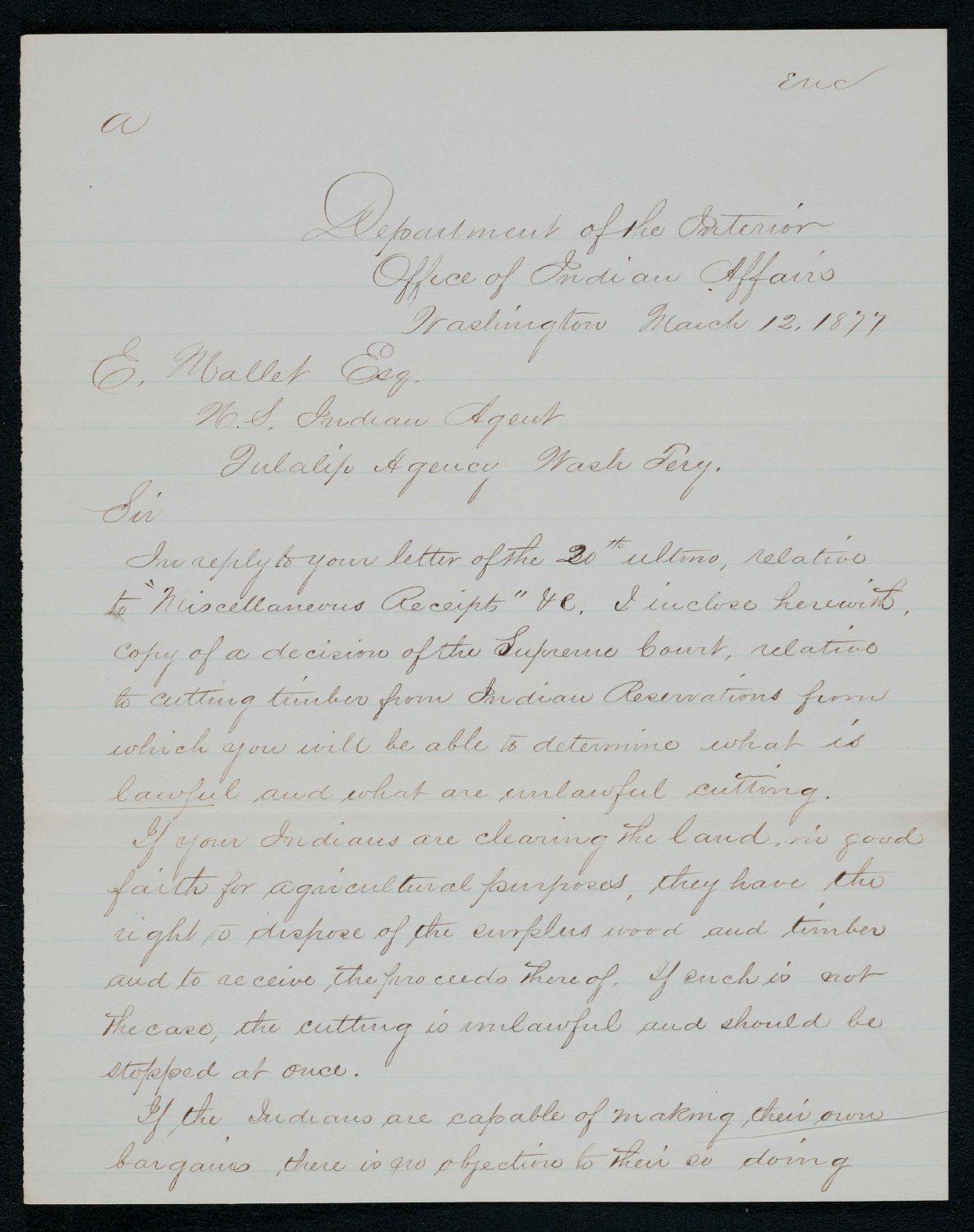Enc

a

Department of the Interior
Office of Indian Affairs
Washington March 12, 1877

E. Mallet Esq.
U.S. Indian Agent
Tulalip Agency Wash Tery.

Sir

In reply to your letter of the 20th ultimo, relative to "Miscellaneous Receipts" &c. I inclose herewith, copy of a decision of the Supreme Court, relative to cutting timber from Indian Reservations from which you will be able to determine what is lawful and what are unlawful cutting.

If your Indians are clearing the land, in good faith for agricultural purposes, they have the right to dispose of the surplus wood and timber and to receive the proceeds thereof. If such is not the case, the cutting is unlawful and should be stopped at once.

If the Indians are capable of making their own bargains, there is no objection to their so doing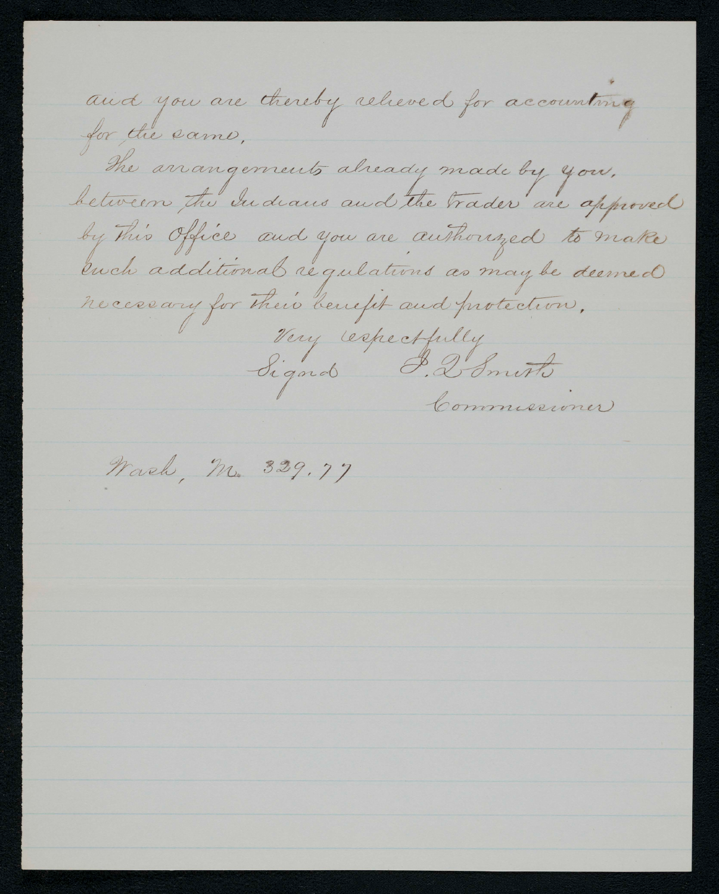and you are thereby relieved for accounting for the same.

The arrangements already made by you, between the Indians and the trader are approved by this Office and you are authorized to make such additional regulations as may be deemed necessary for their benefit and protection.

Very respectfully

Signed J. Q. Smith

Commissioner

Wash, M. 329.77